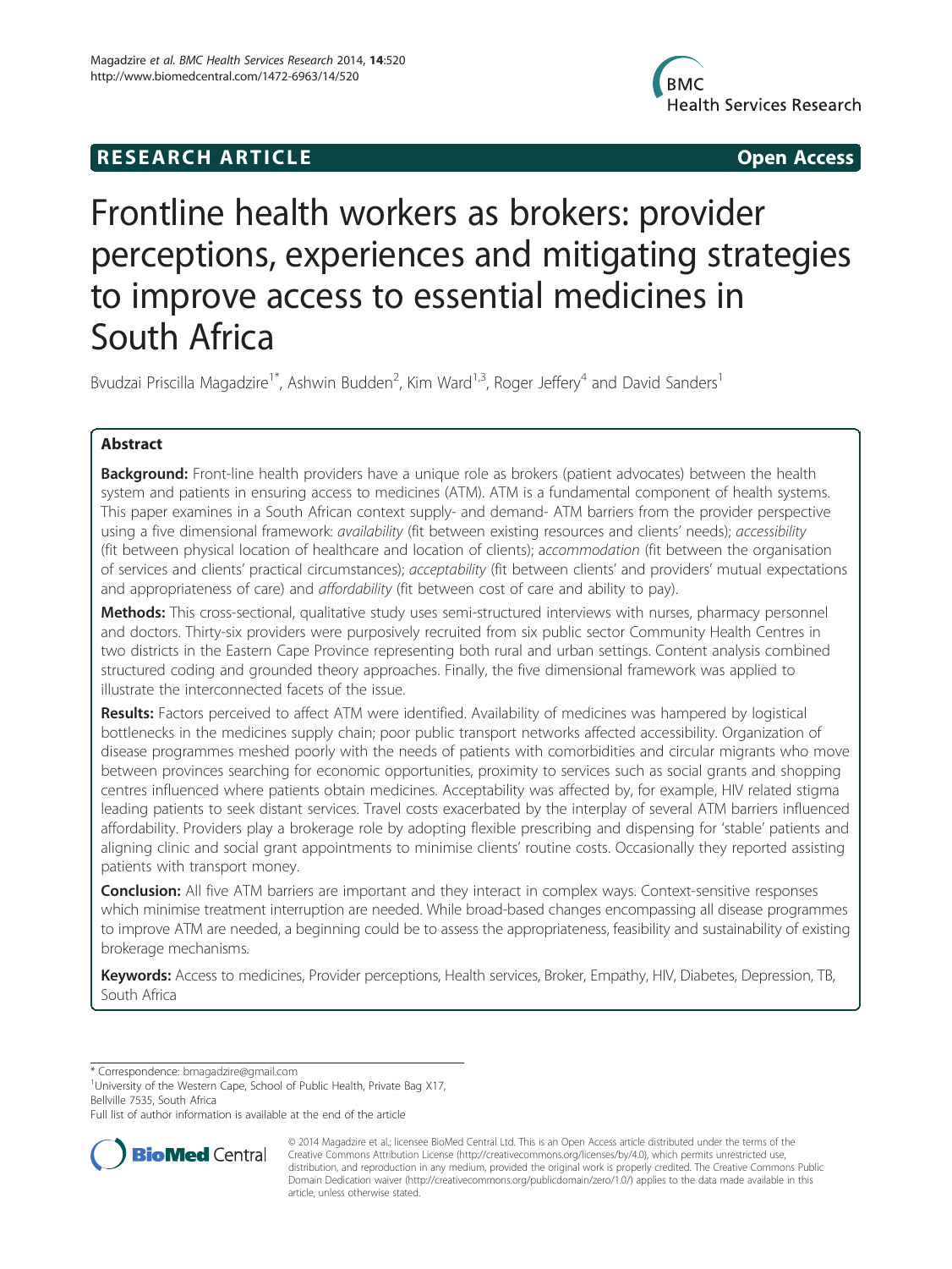**RESEARCH ARTICLE** **Open Access**

# Frontline health workers as brokers: provider perceptions, experiences and mitigating strategies to improve access to essential medicines in South Africa

Bvudzai Priscilla Magadzire[1*], Ashwin Budden[2], Kim Ward[1,3], Roger Jeffery[4] and David Sanders[1]

## Abstract

**Background:** Front-line health providers have a unique role as brokers (patient advocates) between the health system and patients in ensuring access to medicines (ATM). ATM is a fundamental component of health systems. This paper examines in a South African context supply- and demand- ATM barriers from the provider perspective using a five dimensional framework: *availability* (fit between existing resources and clients' needs); *accessibility* (fit between physical location of healthcare and location of clients); *accommodation* (fit between the organisation of services and clients' practical circumstances); *acceptability* (fit between clients' and providers' mutual expectations and appropriateness of care) and *affordability* (fit between cost of care and ability to pay).

**Methods:** This cross-sectional, qualitative study uses semi-structured interviews with nurses, pharmacy personnel and doctors. Thirty-six providers were purposively recruited from six public sector Community Health Centres in two districts in the Eastern Cape Province representing both rural and urban settings. Content analysis combined structured coding and grounded theory approaches. Finally, the five dimensional framework was applied to illustrate the interconnected facets of the issue.

**Results:** Factors perceived to affect ATM were identified. Availability of medicines was hampered by logistical bottlenecks in the medicines supply chain; poor public transport networks affected accessibility. Organization of disease programmes meshed poorly with the needs of patients with comorbidities and circular migrants who move between provinces searching for economic opportunities, proximity to services such as social grants and shopping centres influenced where patients obtain medicines. Acceptability was affected by, for example, HIV related stigma leading patients to seek distant services. Travel costs exacerbated by the interplay of several ATM barriers influenced affordability. Providers play a brokerage role by adopting flexible prescribing and dispensing for 'stable' patients and aligning clinic and social grant appointments to minimise clients' routine costs. Occasionally they reported assisting patients with transport money.

**Conclusion:** All five ATM barriers are important and they interact in complex ways. Context-sensitive responses which minimise treatment interruption are needed. While broad-based changes encompassing all disease programmes to improve ATM are needed, a beginning could be to assess the appropriateness, feasibility and sustainability of existing brokerage mechanisms.

**Keywords:** Access to medicines, Provider perceptions, Health services, Broker, Empathy, HIV, Diabetes, Depression, TB, South Africa

\* Correspondence: bmagadzire@gmail.com
[1]University of the Western Cape, School of Public Health, Private Bag X17, Bellville 7535, South Africa
Full list of author information is available at the end of the article

© 2014 Magadzire et al.; licensee BioMed Central Ltd. This is an Open Access article distributed under the terms of the Creative Commons Attribution License (http://creativecommons.org/licenses/by/4.0), which permits unrestricted use, distribution, and reproduction in any medium, provided the original work is properly credited. The Creative Commons Public Domain Dedication waiver (http://creativecommons.org/publicdomain/zero/1.0/) applies to the data made available in this article, unless otherwise stated.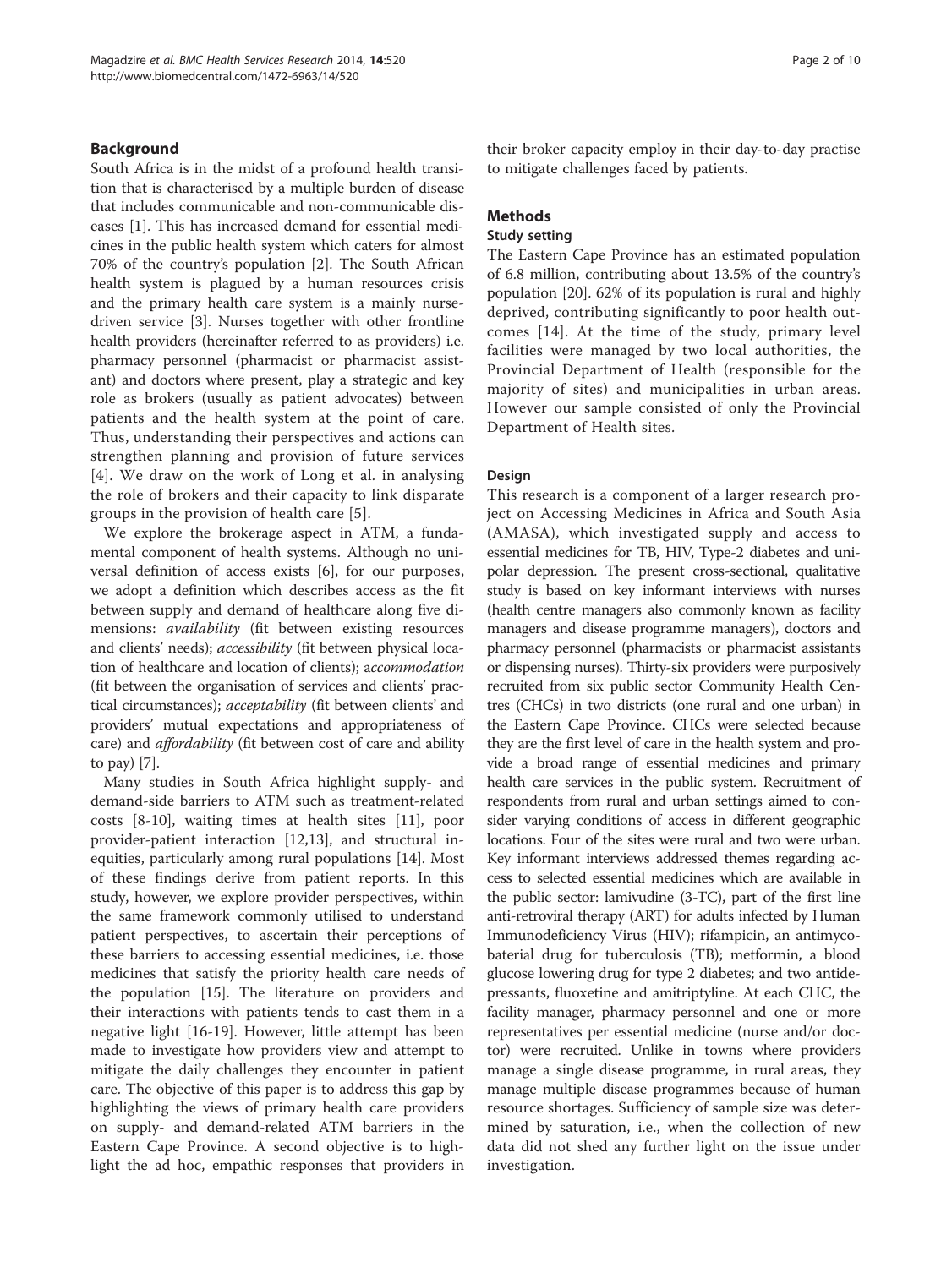## Background

South Africa is in the midst of a profound health transition that is characterised by a multiple burden of disease that includes communicable and non-communicable diseases [1]. This has increased demand for essential medicines in the public health system which caters for almost 70% of the country's population [2]. The South African health system is plagued by a human resources crisis and the primary health care system is a mainly nurse-driven service [3]. Nurses together with other frontline health providers (hereinafter referred to as providers) i.e. pharmacy personnel (pharmacist or pharmacist assistant) and doctors where present, play a strategic and key role as brokers (usually as patient advocates) between patients and the health system at the point of care. Thus, understanding their perspectives and actions can strengthen planning and provision of future services [4]. We draw on the work of Long et al. in analysing the role of brokers and their capacity to link disparate groups in the provision of health care [5].

We explore the brokerage aspect in ATM, a fundamental component of health systems. Although no universal definition of access exists [6], for our purposes, we adopt a definition which describes access as the fit between supply and demand of healthcare along five dimensions: *availability* (fit between existing resources and clients' needs); *accessibility* (fit between physical location of healthcare and location of clients); *accommodation* (fit between the organisation of services and clients' practical circumstances); *acceptability* (fit between clients' and providers' mutual expectations and appropriateness of care) and *affordability* (fit between cost of care and ability to pay) [7].

Many studies in South Africa highlight supply- and demand-side barriers to ATM such as treatment-related costs [8-10], waiting times at health sites [11], poor provider-patient interaction [12,13], and structural inequities, particularly among rural populations [14]. Most of these findings derive from patient reports. In this study, however, we explore provider perspectives, within the same framework commonly utilised to understand patient perspectives, to ascertain their perceptions of these barriers to accessing essential medicines, i.e. those medicines that satisfy the priority health care needs of the population [15]. The literature on providers and their interactions with patients tends to cast them in a negative light [16-19]. However, little attempt has been made to investigate how providers view and attempt to mitigate the daily challenges they encounter in patient care. The objective of this paper is to address this gap by highlighting the views of primary health care providers on supply- and demand-related ATM barriers in the Eastern Cape Province. A second objective is to highlight the ad hoc, empathic responses that providers in their broker capacity employ in their day-to-day practise to mitigate challenges faced by patients.

## Methods

### Study setting

The Eastern Cape Province has an estimated population of 6.8 million, contributing about 13.5% of the country's population [20]. 62% of its population is rural and highly deprived, contributing significantly to poor health outcomes [14]. At the time of the study, primary level facilities were managed by two local authorities, the Provincial Department of Health (responsible for the majority of sites) and municipalities in urban areas. However our sample consisted of only the Provincial Department of Health sites.

### Design

This research is a component of a larger research project on Accessing Medicines in Africa and South Asia (AMASA), which investigated supply and access to essential medicines for TB, HIV, Type-2 diabetes and unipolar depression. The present cross-sectional, qualitative study is based on key informant interviews with nurses (health centre managers also commonly known as facility managers and disease programme managers), doctors and pharmacy personnel (pharmacists or pharmacist assistants or dispensing nurses). Thirty-six providers were purposively recruited from six public sector Community Health Centres (CHCs) in two districts (one rural and one urban) in the Eastern Cape Province. CHCs were selected because they are the first level of care in the health system and provide a broad range of essential medicines and primary health care services in the public system. Recruitment of respondents from rural and urban settings aimed to consider varying conditions of access in different geographic locations. Four of the sites were rural and two were urban. Key informant interviews addressed themes regarding access to selected essential medicines which are available in the public sector: lamivudine (3-TC), part of the first line anti-retroviral therapy (ART) for adults infected by Human Immunodeficiency Virus (HIV); rifampicin, an antimycobaterial drug for tuberculosis (TB); metformin, a blood glucose lowering drug for type 2 diabetes; and two antidepressants, fluoxetine and amitriptyline. At each CHC, the facility manager, pharmacy personnel and one or more representatives per essential medicine (nurse and/or doctor) were recruited. Unlike in towns where providers manage a single disease programme, in rural areas, they manage multiple disease programmes because of human resource shortages. Sufficiency of sample size was determined by saturation, i.e., when the collection of new data did not shed any further light on the issue under investigation.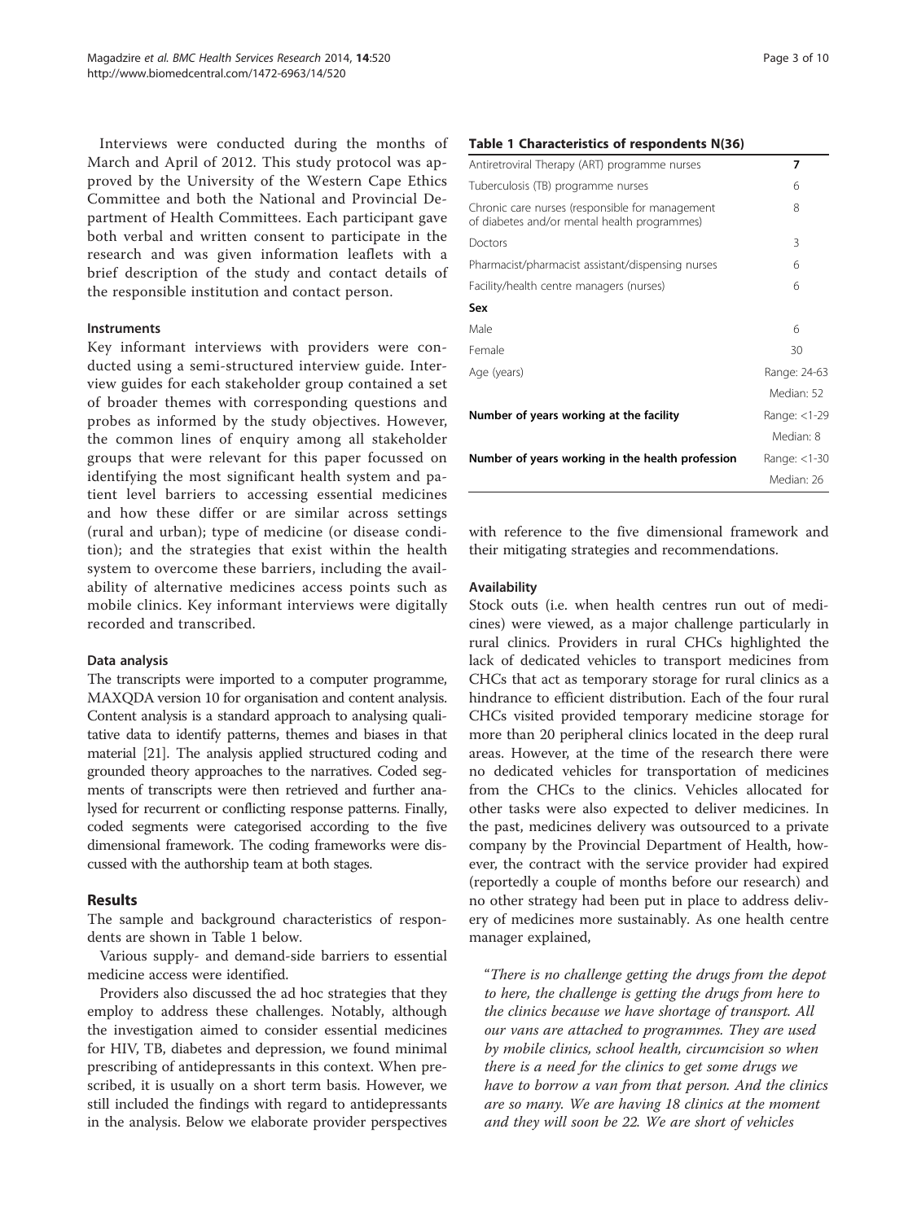Interviews were conducted during the months of March and April of 2012. This study protocol was approved by the University of the Western Cape Ethics Committee and both the National and Provincial Department of Health Committees. Each participant gave both verbal and written consent to participate in the research and was given information leaflets with a brief description of the study and contact details of the responsible institution and contact person.

### Instruments

Key informant interviews with providers were conducted using a semi-structured interview guide. Interview guides for each stakeholder group contained a set of broader themes with corresponding questions and probes as informed by the study objectives. However, the common lines of enquiry among all stakeholder groups that were relevant for this paper focussed on identifying the most significant health system and patient level barriers to accessing essential medicines and how these differ or are similar across settings (rural and urban); type of medicine (or disease condition); and the strategies that exist within the health system to overcome these barriers, including the availability of alternative medicines access points such as mobile clinics. Key informant interviews were digitally recorded and transcribed.

### Data analysis

The transcripts were imported to a computer programme, MAXQDA version 10 for organisation and content analysis. Content analysis is a standard approach to analysing qualitative data to identify patterns, themes and biases in that material [21]. The analysis applied structured coding and grounded theory approaches to the narratives. Coded segments of transcripts were then retrieved and further analysed for recurrent or conflicting response patterns. Finally, coded segments were categorised according to the five dimensional framework. The coding frameworks were discussed with the authorship team at both stages.

## Results

The sample and background characteristics of respondents are shown in Table 1 below.

Various supply- and demand-side barriers to essential medicine access were identified.

Providers also discussed the ad hoc strategies that they employ to address these challenges. Notably, although the investigation aimed to consider essential medicines for HIV, TB, diabetes and depression, we found minimal prescribing of antidepressants in this context. When prescribed, it is usually on a short term basis. However, we still included the findings with regard to antidepressants in the analysis. Below we elaborate provider perspectives with reference to the five dimensional framework and their mitigating strategies and recommendations.

**Table 1 Characteristics of respondents N(36)**

| | |
|---|---|
| Antiretroviral Therapy (ART) programme nurses | 7 |
| Tuberculosis (TB) programme nurses | 6 |
| Chronic care nurses (responsible for management of diabetes and/or mental health programmes) | 8 |
| Doctors | 3 |
| Pharmacist/pharmacist assistant/dispensing nurses | 6 |
| Facility/health centre managers (nurses) | 6 |
| **Sex** | |
| Male | 6 |
| Female | 30 |
| Age (years) | Range: 24-63 |
| | Median: 52 |
| **Number of years working at the facility** | Range: <1-29 |
| | Median: 8 |
| **Number of years working in the health profession** | Range: <1-30 |
| | Median: 26 |

### Availability

Stock outs (i.e. when health centres run out of medicines) were viewed, as a major challenge particularly in rural clinics. Providers in rural CHCs highlighted the lack of dedicated vehicles to transport medicines from CHCs that act as temporary storage for rural clinics as a hindrance to efficient distribution. Each of the four rural CHCs visited provided temporary medicine storage for more than 20 peripheral clinics located in the deep rural areas. However, at the time of the research there were no dedicated vehicles for transportation of medicines from the CHCs to the clinics. Vehicles allocated for other tasks were also expected to deliver medicines. In the past, medicines delivery was outsourced to a private company by the Provincial Department of Health, however, the contract with the service provider had expired (reportedly a couple of months before our research) and no other strategy had been put in place to address delivery of medicines more sustainably. As one health centre manager explained,

> "*There is no challenge getting the drugs from the depot to here, the challenge is getting the drugs from here to the clinics because we have shortage of transport. All our vans are attached to programmes. They are used by mobile clinics, school health, circumcision so when there is a need for the clinics to get some drugs we have to borrow a van from that person. And the clinics are so many. We are having 18 clinics at the moment and they will soon be 22. We are short of vehicles*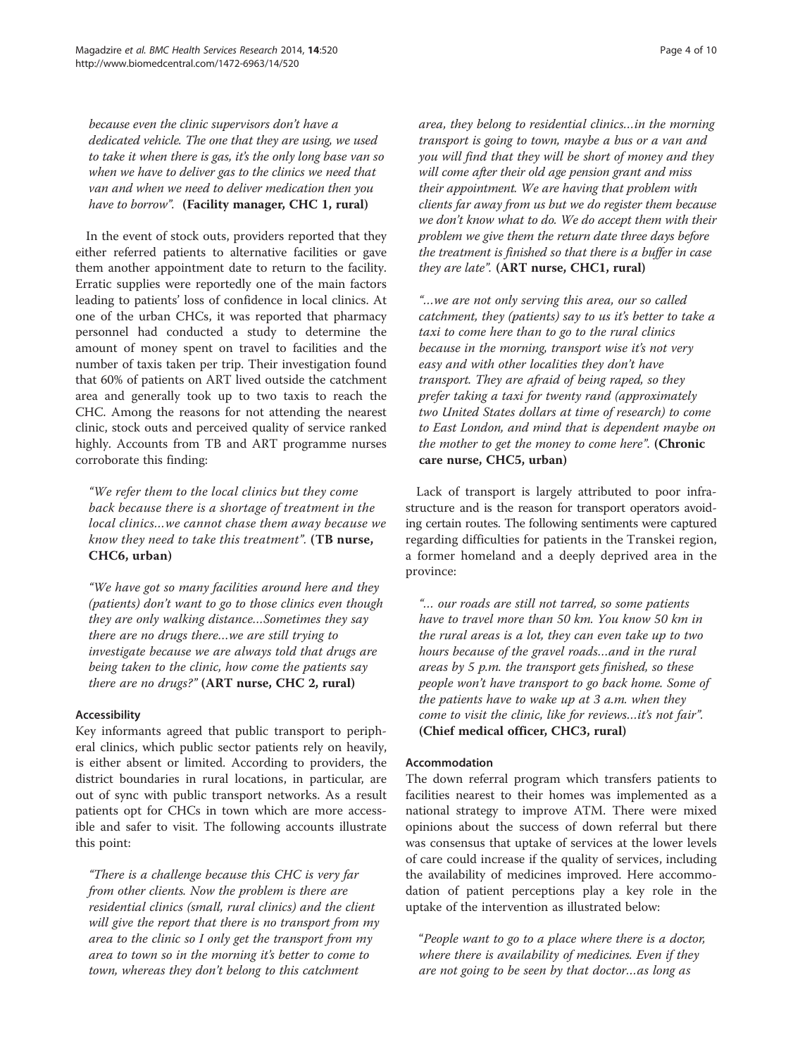*because even the clinic supervisors don't have a dedicated vehicle. The one that they are using, we used to take it when there is gas, it's the only long base van so when we have to deliver gas to the clinics we need that van and when we need to deliver medication then you have to borrow".* **(Facility manager, CHC 1, rural)**

In the event of stock outs, providers reported that they either referred patients to alternative facilities or gave them another appointment date to return to the facility. Erratic supplies were reportedly one of the main factors leading to patients' loss of confidence in local clinics. At one of the urban CHCs, it was reported that pharmacy personnel had conducted a study to determine the amount of money spent on travel to facilities and the number of taxis taken per trip. Their investigation found that 60% of patients on ART lived outside the catchment area and generally took up to two taxis to reach the CHC. Among the reasons for not attending the nearest clinic, stock outs and perceived quality of service ranked highly. Accounts from TB and ART programme nurses corroborate this finding:

*"We refer them to the local clinics but they come back because there is a shortage of treatment in the local clinics…we cannot chase them away because we know they need to take this treatment".* **(TB nurse, CHC6, urban)**

*"We have got so many facilities around here and they (patients) don't want to go to those clinics even though they are only walking distance…Sometimes they say there are no drugs there…we are still trying to investigate because we are always told that drugs are being taken to the clinic, how come the patients say there are no drugs?"* **(ART nurse, CHC 2, rural)**

#### Accessibility

Key informants agreed that public transport to peripheral clinics, which public sector patients rely on heavily, is either absent or limited. According to providers, the district boundaries in rural locations, in particular, are out of sync with public transport networks. As a result patients opt for CHCs in town which are more accessible and safer to visit. The following accounts illustrate this point:

*"There is a challenge because this CHC is very far from other clients. Now the problem is there are residential clinics (small, rural clinics) and the client will give the report that there is no transport from my area to the clinic so I only get the transport from my area to town so in the morning it's better to come to town, whereas they don't belong to this catchment area, they belong to residential clinics…in the morning transport is going to town, maybe a bus or a van and you will find that they will be short of money and they will come after their old age pension grant and miss their appointment. We are having that problem with clients far away from us but we do register them because we don't know what to do. We do accept them with their problem we give them the return date three days before the treatment is finished so that there is a buffer in case they are late".* **(ART nurse, CHC1, rural)**

*"…we are not only serving this area, our so called catchment, they (patients) say to us it's better to take a taxi to come here than to go to the rural clinics because in the morning, transport wise it's not very easy and with other localities they don't have transport. They are afraid of being raped, so they prefer taking a taxi for twenty rand (approximately two United States dollars at time of research) to come to East London, and mind that is dependent maybe on the mother to get the money to come here".* **(Chronic care nurse, CHC5, urban)**

Lack of transport is largely attributed to poor infrastructure and is the reason for transport operators avoiding certain routes. The following sentiments were captured regarding difficulties for patients in the Transkei region, a former homeland and a deeply deprived area in the province:

*"… our roads are still not tarred, so some patients have to travel more than 50 km. You know 50 km in the rural areas is a lot, they can even take up to two hours because of the gravel roads…and in the rural areas by 5 p.m. the transport gets finished, so these people won't have transport to go back home. Some of the patients have to wake up at 3 a.m. when they come to visit the clinic, like for reviews…it's not fair".* **(Chief medical officer, CHC3, rural)**

#### Accommodation

The down referral program which transfers patients to facilities nearest to their homes was implemented as a national strategy to improve ATM. There were mixed opinions about the success of down referral but there was consensus that uptake of services at the lower levels of care could increase if the quality of services, including the availability of medicines improved. Here accommodation of patient perceptions play a key role in the uptake of the intervention as illustrated below:

*"People want to go to a place where there is a doctor, where there is availability of medicines. Even if they are not going to be seen by that doctor…as long as*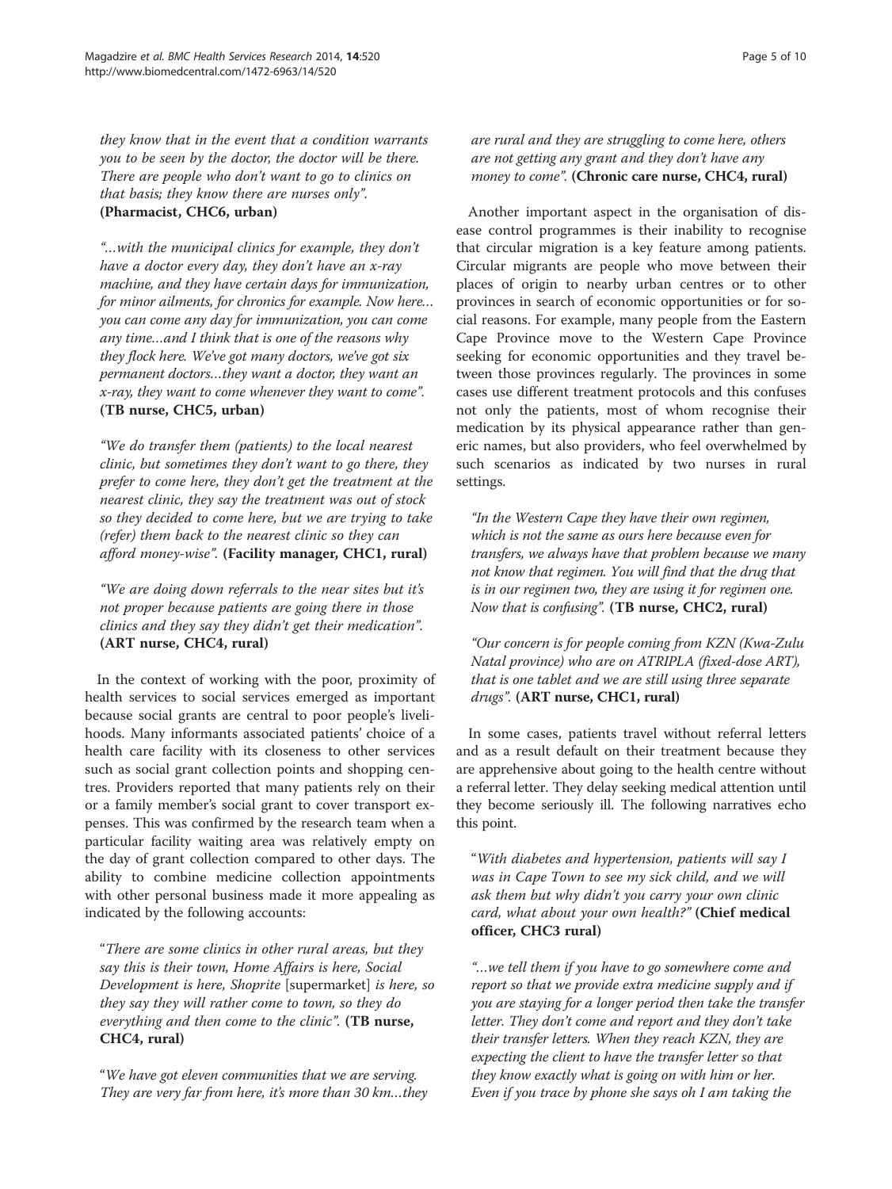*they know that in the event that a condition warrants you to be seen by the doctor, the doctor will be there. There are people who don't want to go to clinics on that basis; they know there are nurses only".* **(Pharmacist, CHC6, urban)**

*"…with the municipal clinics for example, they don't have a doctor every day, they don't have an x-ray machine, and they have certain days for immunization, for minor ailments, for chronics for example. Now here… you can come any day for immunization, you can come any time…and I think that is one of the reasons why they flock here. We've got many doctors, we've got six permanent doctors…they want a doctor, they want an x-ray, they want to come whenever they want to come".* **(TB nurse, CHC5, urban)**

*"We do transfer them (patients) to the local nearest clinic, but sometimes they don't want to go there, they prefer to come here, they don't get the treatment at the nearest clinic, they say the treatment was out of stock so they decided to come here, but we are trying to take (refer) them back to the nearest clinic so they can afford money-wise".* **(Facility manager, CHC1, rural)**

*"We are doing down referrals to the near sites but it's not proper because patients are going there in those clinics and they say they didn't get their medication".* **(ART nurse, CHC4, rural)**

In the context of working with the poor, proximity of health services to social services emerged as important because social grants are central to poor people's livelihoods. Many informants associated patients' choice of a health care facility with its closeness to other services such as social grant collection points and shopping centres. Providers reported that many patients rely on their or a family member's social grant to cover transport expenses. This was confirmed by the research team when a particular facility waiting area was relatively empty on the day of grant collection compared to other days. The ability to combine medicine collection appointments with other personal business made it more appealing as indicated by the following accounts:

"*There are some clinics in other rural areas, but they say this is their town, Home Affairs is here, Social Development is here, Shoprite* [supermarket] *is here, so they say they will rather come to town, so they do everything and then come to the clinic".* **(TB nurse, CHC4, rural)**

"*We have got eleven communities that we are serving. They are very far from here, it's more than 30 km…they are rural and they are struggling to come here, others are not getting any grant and they don't have any money to come".* **(Chronic care nurse, CHC4, rural)**

Another important aspect in the organisation of disease control programmes is their inability to recognise that circular migration is a key feature among patients. Circular migrants are people who move between their places of origin to nearby urban centres or to other provinces in search of economic opportunities or for social reasons. For example, many people from the Eastern Cape Province move to the Western Cape Province seeking for economic opportunities and they travel between those provinces regularly. The provinces in some cases use different treatment protocols and this confuses not only the patients, most of whom recognise their medication by its physical appearance rather than generic names, but also providers, who feel overwhelmed by such scenarios as indicated by two nurses in rural settings.

*"In the Western Cape they have their own regimen, which is not the same as ours here because even for transfers, we always have that problem because we many not know that regimen. You will find that the drug that is in our regimen two, they are using it for regimen one. Now that is confusing".* **(TB nurse, CHC2, rural)**

*"Our concern is for people coming from KZN (Kwa-Zulu Natal province) who are on ATRIPLA (fixed-dose ART), that is one tablet and we are still using three separate drugs".* **(ART nurse, CHC1, rural)**

In some cases, patients travel without referral letters and as a result default on their treatment because they are apprehensive about going to the health centre without a referral letter. They delay seeking medical attention until they become seriously ill. The following narratives echo this point.

"*With diabetes and hypertension, patients will say I was in Cape Town to see my sick child, and we will ask them but why didn't you carry your own clinic card, what about your own health?"* **(Chief medical officer, CHC3 rural)**

*"…we tell them if you have to go somewhere come and report so that we provide extra medicine supply and if you are staying for a longer period then take the transfer letter. They don't come and report and they don't take their transfer letters. When they reach KZN, they are expecting the client to have the transfer letter so that they know exactly what is going on with him or her. Even if you trace by phone she says oh I am taking the*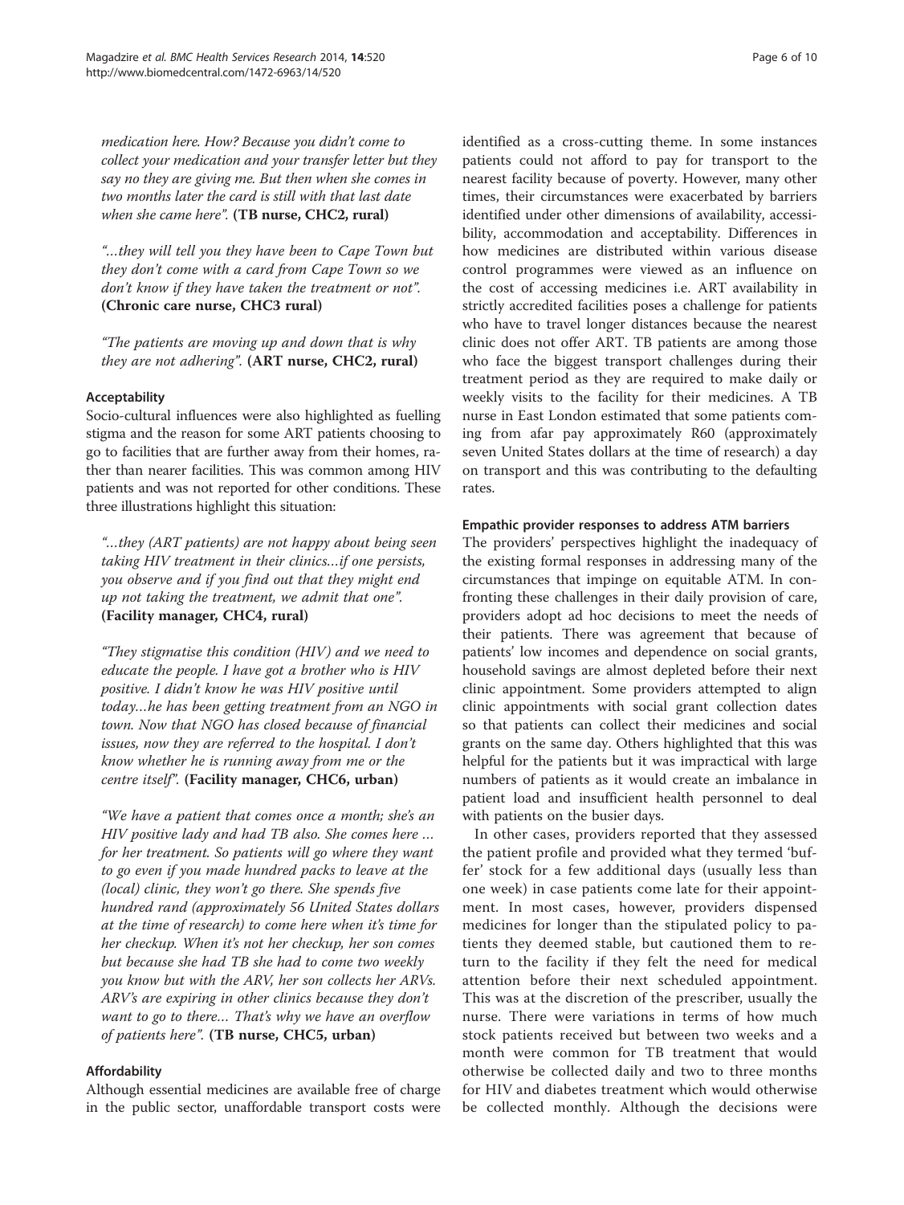*medication here. How? Because you didn't come to collect your medication and your transfer letter but they say no they are giving me. But then when she comes in two months later the card is still with that last date when she came here".* **(TB nurse, CHC2, rural)**

*"…they will tell you they have been to Cape Town but they don't come with a card from Cape Town so we don't know if they have taken the treatment or not".* **(Chronic care nurse, CHC3 rural)**

*"The patients are moving up and down that is why they are not adhering".* **(ART nurse, CHC2, rural)**

### Acceptability

Socio-cultural influences were also highlighted as fuelling stigma and the reason for some ART patients choosing to go to facilities that are further away from their homes, rather than nearer facilities. This was common among HIV patients and was not reported for other conditions. These three illustrations highlight this situation:

*"…they (ART patients) are not happy about being seen taking HIV treatment in their clinics…if one persists, you observe and if you find out that they might end up not taking the treatment, we admit that one".* **(Facility manager, CHC4, rural)**

*"They stigmatise this condition (HIV) and we need to educate the people. I have got a brother who is HIV positive. I didn't know he was HIV positive until today…he has been getting treatment from an NGO in town. Now that NGO has closed because of financial issues, now they are referred to the hospital. I don't know whether he is running away from me or the centre itself".* **(Facility manager, CHC6, urban)**

*"We have a patient that comes once a month; she's an HIV positive lady and had TB also. She comes here … for her treatment. So patients will go where they want to go even if you made hundred packs to leave at the (local) clinic, they won't go there. She spends five hundred rand (approximately 56 United States dollars at the time of research) to come here when it's time for her checkup. When it's not her checkup, her son comes but because she had TB she had to come two weekly you know but with the ARV, her son collects her ARVs. ARV's are expiring in other clinics because they don't want to go to there… That's why we have an overflow of patients here".* **(TB nurse, CHC5, urban)**

### Affordability

Although essential medicines are available free of charge in the public sector, unaffordable transport costs were identified as a cross-cutting theme. In some instances patients could not afford to pay for transport to the nearest facility because of poverty. However, many other times, their circumstances were exacerbated by barriers identified under other dimensions of availability, accessibility, accommodation and acceptability. Differences in how medicines are distributed within various disease control programmes were viewed as an influence on the cost of accessing medicines i.e. ART availability in strictly accredited facilities poses a challenge for patients who have to travel longer distances because the nearest clinic does not offer ART. TB patients are among those who face the biggest transport challenges during their treatment period as they are required to make daily or weekly visits to the facility for their medicines. A TB nurse in East London estimated that some patients coming from afar pay approximately R60 (approximately seven United States dollars at the time of research) a day on transport and this was contributing to the defaulting rates.

### Empathic provider responses to address ATM barriers

The providers' perspectives highlight the inadequacy of the existing formal responses in addressing many of the circumstances that impinge on equitable ATM. In confronting these challenges in their daily provision of care, providers adopt ad hoc decisions to meet the needs of their patients. There was agreement that because of patients' low incomes and dependence on social grants, household savings are almost depleted before their next clinic appointment. Some providers attempted to align clinic appointments with social grant collection dates so that patients can collect their medicines and social grants on the same day. Others highlighted that this was helpful for the patients but it was impractical with large numbers of patients as it would create an imbalance in patient load and insufficient health personnel to deal with patients on the busier days.

In other cases, providers reported that they assessed the patient profile and provided what they termed 'buffer' stock for a few additional days (usually less than one week) in case patients come late for their appointment. In most cases, however, providers dispensed medicines for longer than the stipulated policy to patients they deemed stable, but cautioned them to return to the facility if they felt the need for medical attention before their next scheduled appointment. This was at the discretion of the prescriber, usually the nurse. There were variations in terms of how much stock patients received but between two weeks and a month were common for TB treatment that would otherwise be collected daily and two to three months for HIV and diabetes treatment which would otherwise be collected monthly. Although the decisions were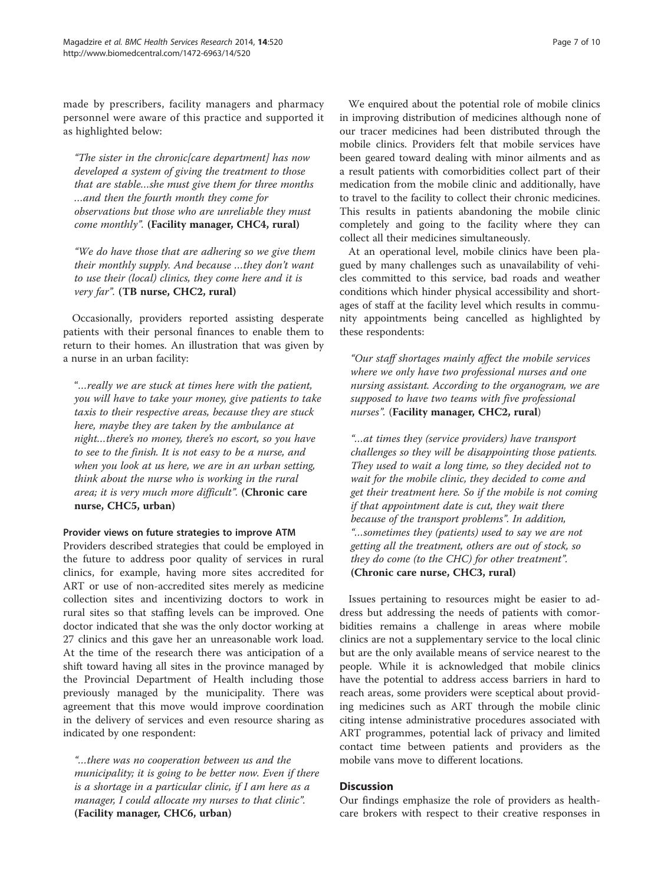made by prescribers, facility managers and pharmacy personnel were aware of this practice and supported it as highlighted below:

> *"The sister in the chronic[care department] has now developed a system of giving the treatment to those that are stable…she must give them for three months …and then the fourth month they come for observations but those who are unreliable they must come monthly".* **(Facility manager, CHC4, rural)**

> *"We do have those that are adhering so we give them their monthly supply. And because …they don't want to use their (local) clinics, they come here and it is very far".* **(TB nurse, CHC2, rural)**

Occasionally, providers reported assisting desperate patients with their personal finances to enable them to return to their homes. An illustration that was given by a nurse in an urban facility:

> *"…really we are stuck at times here with the patient, you will have to take your money, give patients to take taxis to their respective areas, because they are stuck here, maybe they are taken by the ambulance at night…there's no money, there's no escort, so you have to see to the finish. It is not easy to be a nurse, and when you look at us here, we are in an urban setting, think about the nurse who is working in the rural area; it is very much more difficult".* **(Chronic care nurse, CHC5, urban)**

#### Provider views on future strategies to improve ATM

Providers described strategies that could be employed in the future to address poor quality of services in rural clinics, for example, having more sites accredited for ART or use of non-accredited sites merely as medicine collection sites and incentivizing doctors to work in rural sites so that staffing levels can be improved. One doctor indicated that she was the only doctor working at 27 clinics and this gave her an unreasonable work load. At the time of the research there was anticipation of a shift toward having all sites in the province managed by the Provincial Department of Health including those previously managed by the municipality. There was agreement that this move would improve coordination in the delivery of services and even resource sharing as indicated by one respondent:

> *"…there was no cooperation between us and the municipality; it is going to be better now. Even if there is a shortage in a particular clinic, if I am here as a manager, I could allocate my nurses to that clinic".* **(Facility manager, CHC6, urban)**

We enquired about the potential role of mobile clinics in improving distribution of medicines although none of our tracer medicines had been distributed through the mobile clinics. Providers felt that mobile services have been geared toward dealing with minor ailments and as a result patients with comorbidities collect part of their medication from the mobile clinic and additionally, have to travel to the facility to collect their chronic medicines. This results in patients abandoning the mobile clinic completely and going to the facility where they can collect all their medicines simultaneously.

At an operational level, mobile clinics have been plagued by many challenges such as unavailability of vehicles committed to this service, bad roads and weather conditions which hinder physical accessibility and shortages of staff at the facility level which results in community appointments being cancelled as highlighted by these respondents:

> *"Our staff shortages mainly affect the mobile services where we only have two professional nurses and one nursing assistant. According to the organogram, we are supposed to have two teams with five professional nurses".* (**Facility manager, CHC2, rural**)

> *"…at times they (service providers) have transport challenges so they will be disappointing those patients. They used to wait a long time, so they decided not to wait for the mobile clinic, they decided to come and get their treatment here. So if the mobile is not coming if that appointment date is cut, they wait there because of the transport problems". In addition, "…sometimes they (patients) used to say we are not getting all the treatment, others are out of stock, so they do come (to the CHC) for other treatment".* **(Chronic care nurse, CHC3, rural)**

Issues pertaining to resources might be easier to address but addressing the needs of patients with comorbidities remains a challenge in areas where mobile clinics are not a supplementary service to the local clinic but are the only available means of service nearest to the people. While it is acknowledged that mobile clinics have the potential to address access barriers in hard to reach areas, some providers were sceptical about providing medicines such as ART through the mobile clinic citing intense administrative procedures associated with ART programmes, potential lack of privacy and limited contact time between patients and providers as the mobile vans move to different locations.

## Discussion

Our findings emphasize the role of providers as healthcare brokers with respect to their creative responses in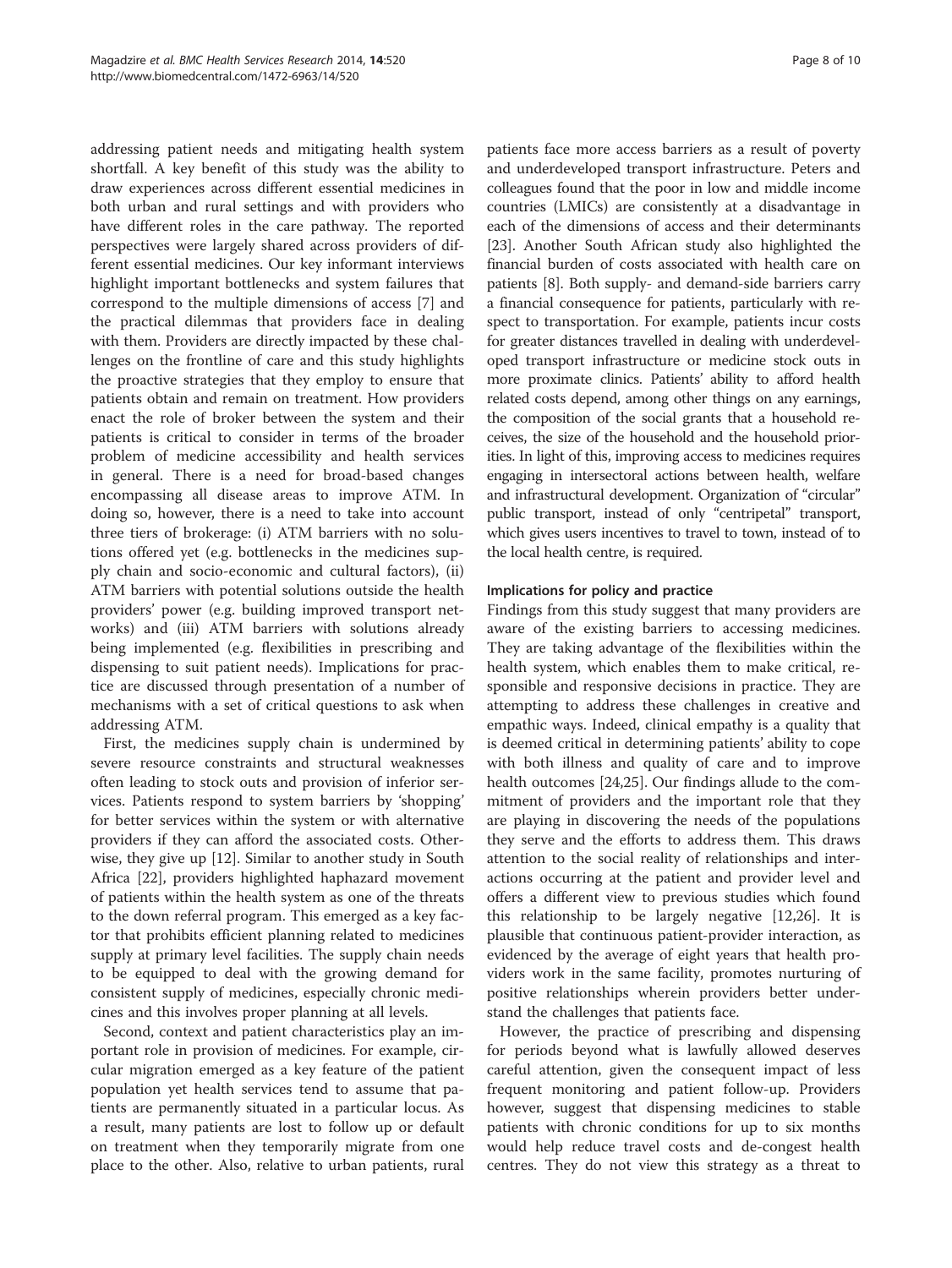addressing patient needs and mitigating health system shortfall. A key benefit of this study was the ability to draw experiences across different essential medicines in both urban and rural settings and with providers who have different roles in the care pathway. The reported perspectives were largely shared across providers of different essential medicines. Our key informant interviews highlight important bottlenecks and system failures that correspond to the multiple dimensions of access [7] and the practical dilemmas that providers face in dealing with them. Providers are directly impacted by these challenges on the frontline of care and this study highlights the proactive strategies that they employ to ensure that patients obtain and remain on treatment. How providers enact the role of broker between the system and their patients is critical to consider in terms of the broader problem of medicine accessibility and health services in general. There is a need for broad-based changes encompassing all disease areas to improve ATM. In doing so, however, there is a need to take into account three tiers of brokerage: (i) ATM barriers with no solutions offered yet (e.g. bottlenecks in the medicines supply chain and socio-economic and cultural factors), (ii) ATM barriers with potential solutions outside the health providers' power (e.g. building improved transport networks) and (iii) ATM barriers with solutions already being implemented (e.g. flexibilities in prescribing and dispensing to suit patient needs). Implications for practice are discussed through presentation of a number of mechanisms with a set of critical questions to ask when addressing ATM.

First, the medicines supply chain is undermined by severe resource constraints and structural weaknesses often leading to stock outs and provision of inferior services. Patients respond to system barriers by 'shopping' for better services within the system or with alternative providers if they can afford the associated costs. Otherwise, they give up [12]. Similar to another study in South Africa [22], providers highlighted haphazard movement of patients within the health system as one of the threats to the down referral program. This emerged as a key factor that prohibits efficient planning related to medicines supply at primary level facilities. The supply chain needs to be equipped to deal with the growing demand for consistent supply of medicines, especially chronic medicines and this involves proper planning at all levels.

Second, context and patient characteristics play an important role in provision of medicines. For example, circular migration emerged as a key feature of the patient population yet health services tend to assume that patients are permanently situated in a particular locus. As a result, many patients are lost to follow up or default on treatment when they temporarily migrate from one place to the other. Also, relative to urban patients, rural patients face more access barriers as a result of poverty and underdeveloped transport infrastructure. Peters and colleagues found that the poor in low and middle income countries (LMICs) are consistently at a disadvantage in each of the dimensions of access and their determinants [23]. Another South African study also highlighted the financial burden of costs associated with health care on patients [8]. Both supply- and demand-side barriers carry a financial consequence for patients, particularly with respect to transportation. For example, patients incur costs for greater distances travelled in dealing with underdeveloped transport infrastructure or medicine stock outs in more proximate clinics. Patients' ability to afford health related costs depend, among other things on any earnings, the composition of the social grants that a household receives, the size of the household and the household priorities. In light of this, improving access to medicines requires engaging in intersectoral actions between health, welfare and infrastructural development. Organization of "circular" public transport, instead of only "centripetal" transport, which gives users incentives to travel to town, instead of to the local health centre, is required.

### Implications for policy and practice

Findings from this study suggest that many providers are aware of the existing barriers to accessing medicines. They are taking advantage of the flexibilities within the health system, which enables them to make critical, responsible and responsive decisions in practice. They are attempting to address these challenges in creative and empathic ways. Indeed, clinical empathy is a quality that is deemed critical in determining patients' ability to cope with both illness and quality of care and to improve health outcomes [24,25]. Our findings allude to the commitment of providers and the important role that they are playing in discovering the needs of the populations they serve and the efforts to address them. This draws attention to the social reality of relationships and interactions occurring at the patient and provider level and offers a different view to previous studies which found this relationship to be largely negative [12,26]. It is plausible that continuous patient-provider interaction, as evidenced by the average of eight years that health providers work in the same facility, promotes nurturing of positive relationships wherein providers better understand the challenges that patients face.

However, the practice of prescribing and dispensing for periods beyond what is lawfully allowed deserves careful attention, given the consequent impact of less frequent monitoring and patient follow-up. Providers however, suggest that dispensing medicines to stable patients with chronic conditions for up to six months would help reduce travel costs and de-congest health centres. They do not view this strategy as a threat to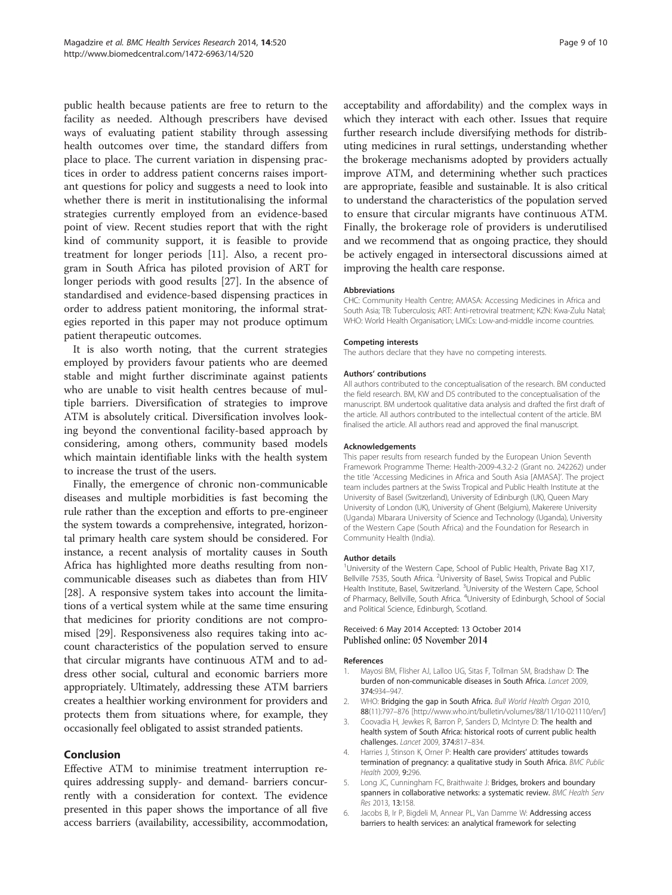public health because patients are free to return to the facility as needed. Although prescribers have devised ways of evaluating patient stability through assessing health outcomes over time, the standard differs from place to place. The current variation in dispensing practices in order to address patient concerns raises important questions for policy and suggests a need to look into whether there is merit in institutionalising the informal strategies currently employed from an evidence-based point of view. Recent studies report that with the right kind of community support, it is feasible to provide treatment for longer periods [11]. Also, a recent program in South Africa has piloted provision of ART for longer periods with good results [27]. In the absence of standardised and evidence-based dispensing practices in order to address patient monitoring, the informal strategies reported in this paper may not produce optimum patient therapeutic outcomes.

It is also worth noting, that the current strategies employed by providers favour patients who are deemed stable and might further discriminate against patients who are unable to visit health centres because of multiple barriers. Diversification of strategies to improve ATM is absolutely critical. Diversification involves looking beyond the conventional facility-based approach by considering, among others, community based models which maintain identifiable links with the health system to increase the trust of the users.

Finally, the emergence of chronic non-communicable diseases and multiple morbidities is fast becoming the rule rather than the exception and efforts to pre-engineer the system towards a comprehensive, integrated, horizontal primary health care system should be considered. For instance, a recent analysis of mortality causes in South Africa has highlighted more deaths resulting from non-communicable diseases such as diabetes than from HIV [28]. A responsive system takes into account the limitations of a vertical system while at the same time ensuring that medicines for priority conditions are not compromised [29]. Responsiveness also requires taking into account characteristics of the population served to ensure that circular migrants have continuous ATM and to address other social, cultural and economic barriers more appropriately. Ultimately, addressing these ATM barriers creates a healthier working environment for providers and protects them from situations where, for example, they occasionally feel obligated to assist stranded patients.

## Conclusion

Effective ATM to minimise treatment interruption requires addressing supply- and demand- barriers concurrently with a consideration for context. The evidence presented in this paper shows the importance of all five access barriers (availability, accessibility, accommodation, acceptability and affordability) and the complex ways in which they interact with each other. Issues that require further research include diversifying methods for distributing medicines in rural settings, understanding whether the brokerage mechanisms adopted by providers actually improve ATM, and determining whether such practices are appropriate, feasible and sustainable. It is also critical to understand the characteristics of the population served to ensure that circular migrants have continuous ATM. Finally, the brokerage role of providers is underutilised and we recommend that as ongoing practice, they should be actively engaged in intersectoral discussions aimed at improving the health care response.

#### Abbreviations

CHC: Community Health Centre; AMASA: Accessing Medicines in Africa and South Asia; TB: Tuberculosis; ART: Anti-retroviral treatment; KZN: Kwa-Zulu Natal; WHO: World Health Organisation; LMICs: Low-and-middle income countries.

#### Competing interests

The authors declare that they have no competing interests.

#### Authors' contributions

All authors contributed to the conceptualisation of the research. BM conducted the field research. BM, KW and DS contributed to the conceptualisation of the manuscript. BM undertook qualitative data analysis and drafted the first draft of the article. All authors contributed to the intellectual content of the article. BM finalised the article. All authors read and approved the final manuscript.

#### Acknowledgements

This paper results from research funded by the European Union Seventh Framework Programme Theme: Health-2009-4.3.2-2 (Grant no. 242262) under the title 'Accessing Medicines in Africa and South Asia [AMASA]'. The project team includes partners at the Swiss Tropical and Public Health Institute at the University of Basel (Switzerland), University of Edinburgh (UK), Queen Mary University of London (UK), University of Ghent (Belgium), Makerere University (Uganda) Mbarara University of Science and Technology (Uganda), University of the Western Cape (South Africa) and the Foundation for Research in Community Health (India).

#### Author details

[1]University of the Western Cape, School of Public Health, Private Bag X17, Bellville 7535, South Africa. [2]University of Basel, Swiss Tropical and Public Health Institute, Basel, Switzerland. [3]University of the Western Cape, School of Pharmacy, Bellville, South Africa. [4]University of Edinburgh, School of Social and Political Science, Edinburgh, Scotland.

Received: 6 May 2014 Accepted: 13 October 2014
Published online: 05 November 2014

#### References

1. Mayosi BM, Flisher AJ, Lalloo UG, Sitas F, Tollman SM, Bradshaw D: **The burden of non-communicable diseases in South Africa.** *Lancet* 2009, **374:**934–947.
2. WHO: **Bridging the gap in South Africa.** *Bull World Health Organ* 2010, **88**(11):797–876 [http://www.who.int/bulletin/volumes/88/11/10-021110/en/]
3. Coovadia H, Jewkes R, Barron P, Sanders D, McIntyre D: **The health and health system of South Africa: historical roots of current public health challenges.** *Lancet* 2009, **374:**817–834.
4. Harries J, Stinson K, Orner P: **Health care providers' attitudes towards termination of pregnancy: a qualitative study in South Africa.** *BMC Public Health* 2009, **9:**296.
5. Long JC, Cunningham FC, Braithwaite J: **Bridges, brokers and boundary spanners in collaborative networks: a systematic review.** *BMC Health Serv Res* 2013, **13:**158.
6. Jacobs B, Ir P, Bigdeli M, Annear PL, Van Damme W: **Addressing access barriers to health services: an analytical framework for selecting**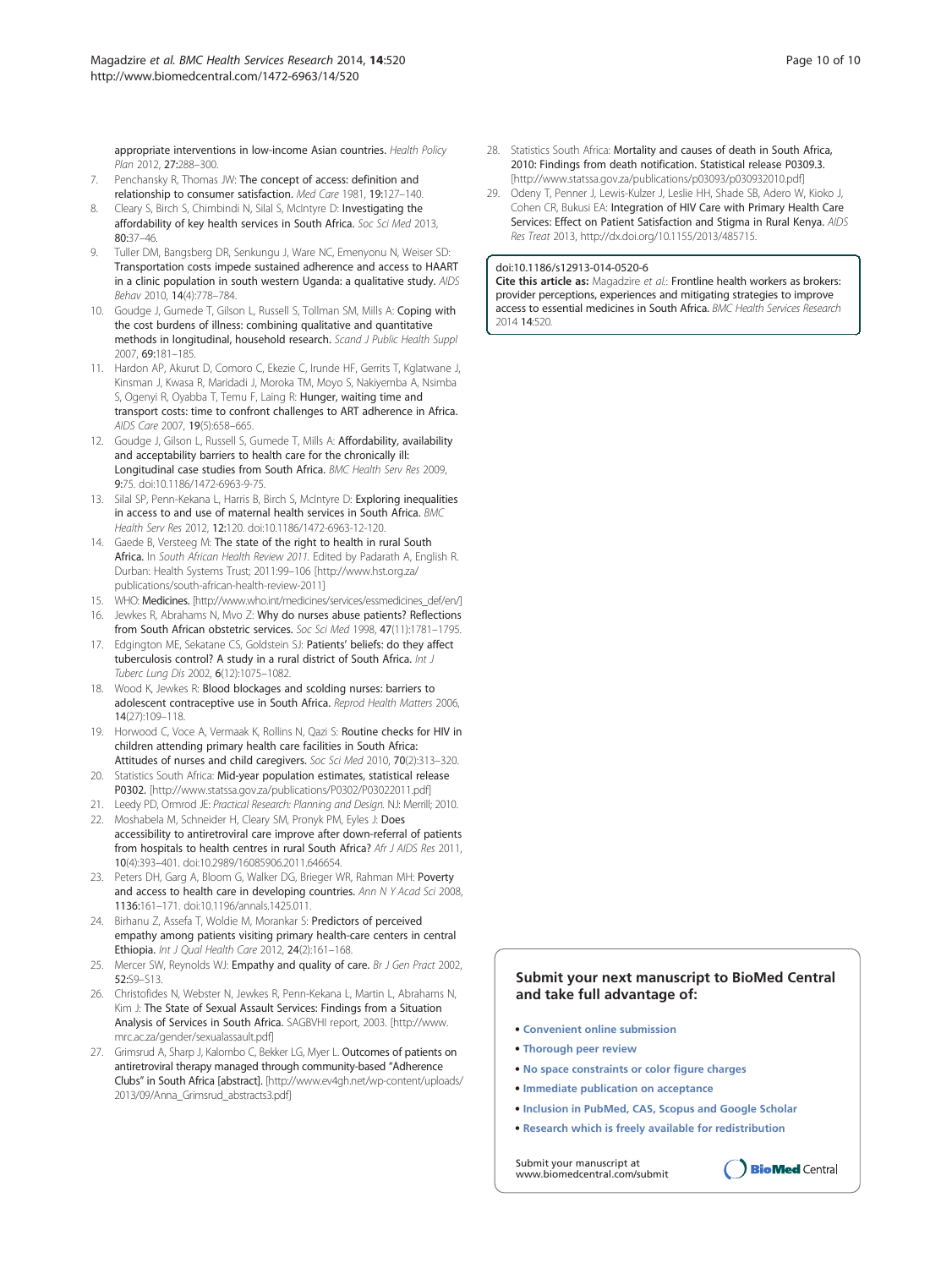appropriate interventions in low-income Asian countries. *Health Policy Plan* 2012, **27**:288–300.

7. Penchansky R, Thomas JW: **The concept of access: definition and relationship to consumer satisfaction.** *Med Care* 1981, **19**:127–140.
8. Cleary S, Birch S, Chimbindi N, Silal S, McIntyre D: **Investigating the affordability of key health services in South Africa.** *Soc Sci Med* 2013, **80**:37–46.
9. Tuller DM, Bangsberg DR, Senkungu J, Ware NC, Emenyonu N, Weiser SD: **Transportation costs impede sustained adherence and access to HAART in a clinic population in south western Uganda: a qualitative study.** *AIDS Behav* 2010, **14**(4):778–784.
10. Goudge J, Gumede T, Gilson L, Russell S, Tollman SM, Mills A: **Coping with the cost burdens of illness: combining qualitative and quantitative methods in longitudinal, household research.** *Scand J Public Health Suppl* 2007, **69**:181–185.
11. Hardon AP, Akurut D, Comoro C, Ekezie C, Irunde HF, Gerrits T, Kglatwane J, Kinsman J, Kwasa R, Maridadi J, Moroka TM, Moyo S, Nakiyemba A, Nsimba S, Ogenyi R, Oyabba T, Temu F, Laing R: **Hunger, waiting time and transport costs: time to confront challenges to ART adherence in Africa.** *AIDS Care* 2007, **19**(5):658–665.
12. Goudge J, Gilson L, Russell S, Gumede T, Mills A: **Affordability, availability and acceptability barriers to health care for the chronically ill: Longitudinal case studies from South Africa.** *BMC Health Serv Res* 2009, **9**:75. doi:10.1186/1472-6963-9-75.
13. Silal SP, Penn-Kekana L, Harris B, Birch S, McIntyre D: **Exploring inequalities in access to and use of maternal health services in South Africa.** *BMC Health Serv Res* 2012, **12**:120. doi:10.1186/1472-6963-12-120.
14. Gaede B, Versteeg M: **The state of the right to health in rural South Africa.** In *South African Health Review 2011*. Edited by Padarath A, English R. Durban: Health Systems Trust; 2011:99–106 [http://www.hst.org.za/publications/south-african-health-review-2011]
15. WHO: **Medicines.** [http://www.who.int/medicines/services/essmedicines_def/en/]
16. Jewkes R, Abrahams N, Mvo Z: **Why do nurses abuse patients? Reflections from South African obstetric services.** *Soc Sci Med* 1998, **47**(11):1781–1795.
17. Edgington ME, Sekatane CS, Goldstein SJ: **Patients' beliefs: do they affect tuberculosis control? A study in a rural district of South Africa.** *Int J Tuberc Lung Dis* 2002, **6**(12):1075–1082.
18. Wood K, Jewkes R: **Blood blockages and scolding nurses: barriers to adolescent contraceptive use in South Africa.** *Reprod Health Matters* 2006, **14**(27):109–118.
19. Horwood C, Voce A, Vermaak K, Rollins N, Qazi S: **Routine checks for HIV in children attending primary health care facilities in South Africa: Attitudes of nurses and child caregivers.** *Soc Sci Med* 2010, **70**(2):313–320.
20. Statistics South Africa: **Mid-year population estimates, statistical release P0302.** [http://www.statssa.gov.za/publications/P0302/P03022011.pdf]
21. Leedy PD, Ormrod JE: *Practical Research: Planning and Design.* NJ: Merrill; 2010.
22. Moshabela M, Schneider H, Cleary SM, Pronyk PM, Eyles J: **Does accessibility to antiretroviral care improve after down-referral of patients from hospitals to health centres in rural South Africa?** *Afr J AIDS Res* 2011, **10**(4):393–401. doi:10.2989/16085906.2011.646654.
23. Peters DH, Garg A, Bloom G, Walker DG, Brieger WR, Rahman MH: **Poverty and access to health care in developing countries.** *Ann N Y Acad Sci* 2008, **1136**:161–171. doi:10.1196/annals.1425.011.
24. Birhanu Z, Assefa T, Woldie M, Morankar S: **Predictors of perceived empathy among patients visiting primary health-care centers in central Ethiopia.** *Int J Qual Health Care* 2012, **24**(2):161–168.
25. Mercer SW, Reynolds WJ: **Empathy and quality of care.** *Br J Gen Pract* 2002, **52**:S9–S13.
26. Christofides N, Webster N, Jewkes R, Penn-Kekana L, Martin L, Abrahams N, Kim J: **The State of Sexual Assault Services: Findings from a Situation Analysis of Services in South Africa.** SAGBVHI report, 2003. [http://www.mrc.ac.za/gender/sexualassault.pdf]
27. Grimsrud A, Sharp J, Kalombo C, Bekker LG, Myer L. **Outcomes of patients on antiretroviral therapy managed through community-based "Adherence Clubs" in South Africa [abstract].** [http://www.ev4gh.net/wp-content/uploads/2013/09/Anna_Grimsrud_abstracts3.pdf]
28. Statistics South Africa: **Mortality and causes of death in South Africa, 2010: Findings from death notification. Statistical release P0309.3.** [http://www.statssa.gov.za/publications/p03093/p030932010.pdf]
29. Odeny T, Penner J, Lewis-Kulzer J, Leslie HH, Shade SB, Adero W, Kioko J, Cohen CR, Bukusi EA: **Integration of HIV Care with Primary Health Care Services: Effect on Patient Satisfaction and Stigma in Rural Kenya.** *AIDS Res Treat* 2013, http://dx.doi.org/10.1155/2013/485715.

doi:10.1186/s12913-014-0520-6

**Cite this article as:** Magadzire *et al.*: Frontline health workers as brokers: provider perceptions, experiences and mitigating strategies to improve access to essential medicines in South Africa. *BMC Health Services Research* 2014 **14**:520.

**Submit your next manuscript to BioMed Central and take full advantage of:**

- **Convenient online submission**
- **Thorough peer review**
- **No space constraints or color figure charges**
- **Immediate publication on acceptance**
- **Inclusion in PubMed, CAS, Scopus and Google Scholar**
- **Research which is freely available for redistribution**

Submit your manuscript at www.biomedcentral.com/submit

BioMed Central